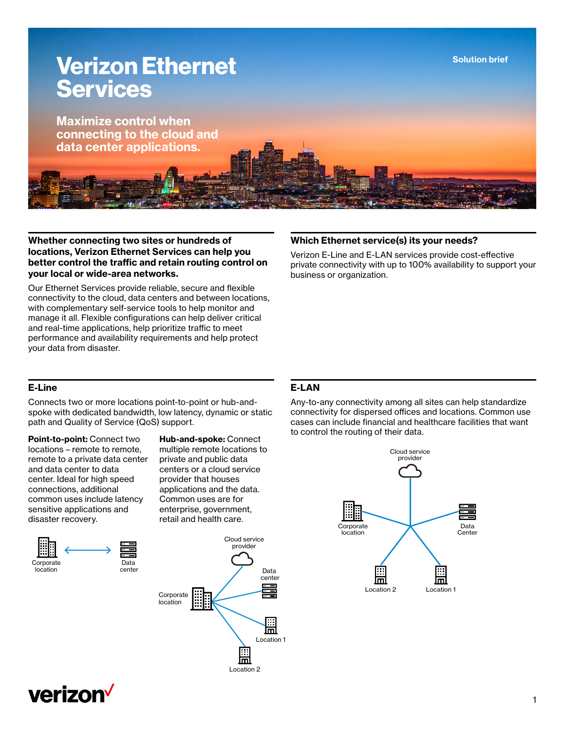# Verizon Ethernet Services

Solution brief

## Maximize control when connecting to the cloud and data center applications.

**Whether connecting two sites or hundreds of locations, Verizon Ethernet Services can help you better control the traffic and retain routing control on your local or wide-area networks.**

Our Ethernet Services provide reliable, secure and flexible connectivity to the cloud, data centers and between locations, with complementary self-service tools to help monitor and manage it all. Flexible configurations can help deliver critical and real-time applications, help prioritize traffic to meet performance and availability requirements and help protect your data from disaster.

### Which Ethernet service(s) its your needs?

Verizon E-Line and E-LAN services provide cost-effective private connectivity with up to 100% availability to support your business or organization.

### E-Line

Connects two or more locations point-to-point or hub-and-spoke with dedicated bandwidth, low latency, dynamic or static path and Quality of Service (QoS) support.

**Point-to-point:** Connect two locations – remote to remote, remote to a private data center and data center to data center. Ideal for high speed connections, additional common uses include latency sensitive applications and disaster recovery.

Corporate location ↔ Data center

**Hub-and-spoke:** Connect multiple remote locations to private and public data centers or a cloud service provider that houses applications and the data. Common uses are for enterprise, government, retail and health care.

Cloud service provider, Data center, Corporate location, Location 1, Location 2

### E-LAN

Any-to-any connectivity among all sites can help standardize connectivity for dispersed offices and locations. Common use cases can include financial and healthcare facilities that want to control the routing of their data.

Cloud service provider, Corporate location, Data Center, Location 2, Location 1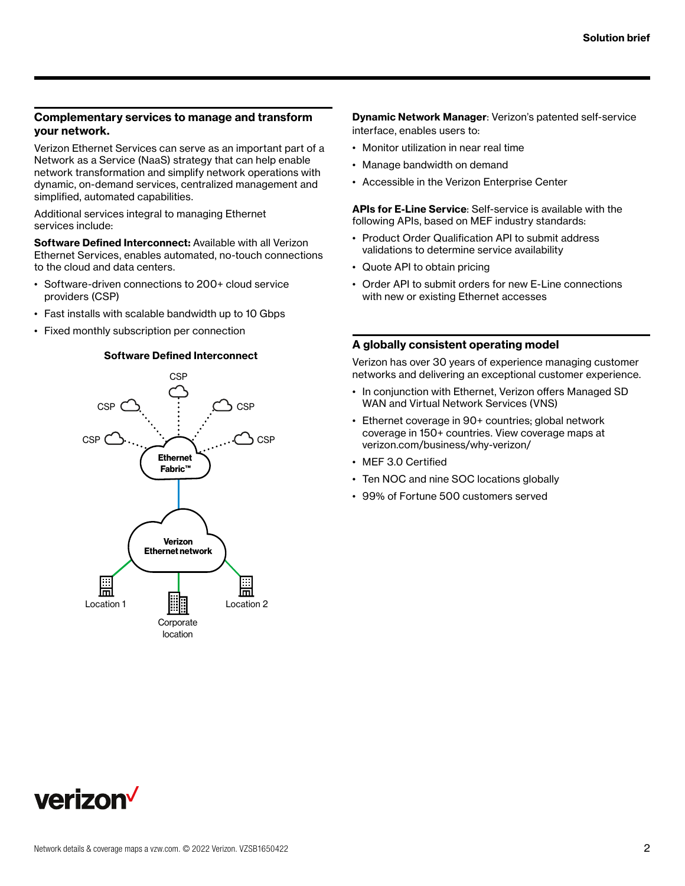## Complementary services to manage and transform your network.

Verizon Ethernet Services can serve as an important part of a Network as a Service (NaaS) strategy that can help enable network transformation and simplify network operations with dynamic, on-demand services, centralized management and simplified, automated capabilities.

Additional services integral to managing Ethernet services include:

**Software Defined Interconnect:** Available with all Verizon Ethernet Services, enables automated, no-touch connections to the cloud and data centers.

- Software-driven connections to 200+ cloud service providers (CSP)
- Fast installs with scalable bandwidth up to 10 Gbps
- Fixed monthly subscription per connection

**Software Defined Interconnect**

CSP
CSP
CSP
CSP
CSP
Ethernet Fabric™
Verizon Ethernet network
Location 1
Corporate location
Location 2

**Dynamic Network Manager**: Verizon's patented self-service interface, enables users to:

- Monitor utilization in near real time
- Manage bandwidth on demand
- Accessible in the Verizon Enterprise Center

**APIs for E-Line Service**: Self-service is available with the following APIs, based on MEF industry standards:

- Product Order Qualification API to submit address validations to determine service availability
- Quote API to obtain pricing
- Order API to submit orders for new E-Line connections with new or existing Ethernet accesses

## A globally consistent operating model

Verizon has over 30 years of experience managing customer networks and delivering an exceptional customer experience.

- In conjunction with Ethernet, Verizon offers Managed SD WAN and Virtual Network Services (VNS)
- Ethernet coverage in 90+ countries; global network coverage in 150+ countries. View coverage maps at verizon.com/business/why-verizon/
- MEF 3.0 Certified
- Ten NOC and nine SOC locations globally
- 99% of Fortune 500 customers served

verizon✓

Network details & coverage maps at vzw.com. © 2022 Verizon. VZSB1650422